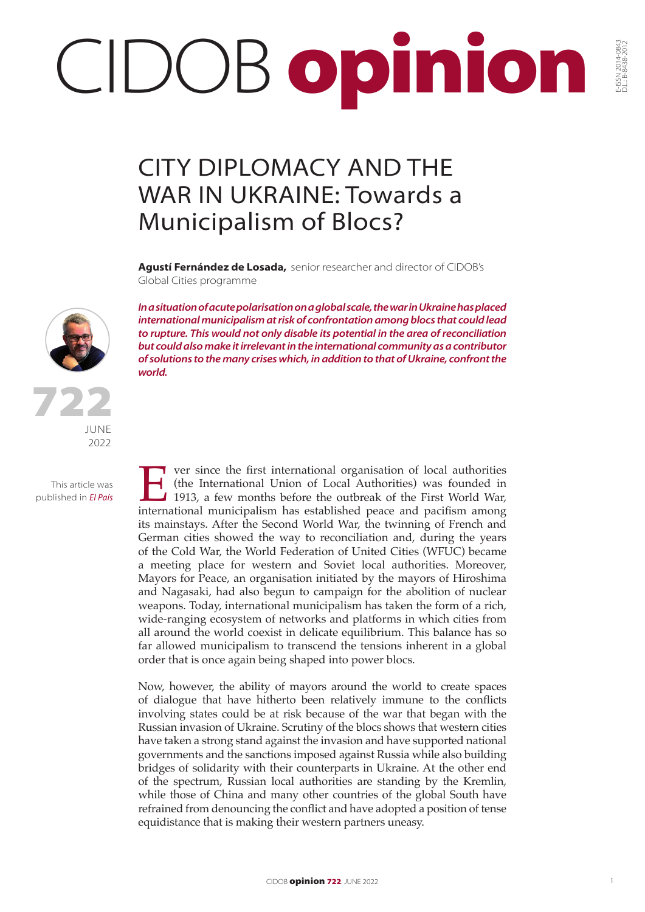# CIDOB opinion

E-ISSN 2014-0843
D.L.: B-8438-2012

## CITY DIPLOMACY AND THE WAR IN UKRAINE: Towards a Municipalism of Blocs?

**Agustí Fernández de Losada,** senior researcher and director of CIDOB's Global Cities programme

**722**
JUNE
2022

This article was published in *El País*

***In a situation of acute polarisation on a global scale, the war in Ukraine has placed international municipalism at risk of confrontation among blocs that could lead to rupture. This would not only disable its potential in the area of reconciliation but could also make it irrelevant in the international community as a contributor of solutions to the many crises which, in addition to that of Ukraine, confront the world.***

Ever since the first international organisation of local authorities (the International Union of Local Authorities) was founded in 1913, a few months before the outbreak of the First World War, international municipalism has established peace and pacifism among its mainstays. After the Second World War, the twinning of French and German cities showed the way to reconciliation and, during the years of the Cold War, the World Federation of United Cities (WFUC) became a meeting place for western and Soviet local authorities. Moreover, Mayors for Peace, an organisation initiated by the mayors of Hiroshima and Nagasaki, had also begun to campaign for the abolition of nuclear weapons. Today, international municipalism has taken the form of a rich, wide-ranging ecosystem of networks and platforms in which cities from all around the world coexist in delicate equilibrium. This balance has so far allowed municipalism to transcend the tensions inherent in a global order that is once again being shaped into power blocs.

Now, however, the ability of mayors around the world to create spaces of dialogue that have hitherto been relatively immune to the conflicts involving states could be at risk because of the war that began with the Russian invasion of Ukraine. Scrutiny of the blocs shows that western cities have taken a strong stand against the invasion and have supported national governments and the sanctions imposed against Russia while also building bridges of solidarity with their counterparts in Ukraine. At the other end of the spectrum, Russian local authorities are standing by the Kremlin, while those of China and many other countries of the global South have refrained from denouncing the conflict and have adopted a position of tense equidistance that is making their western partners uneasy.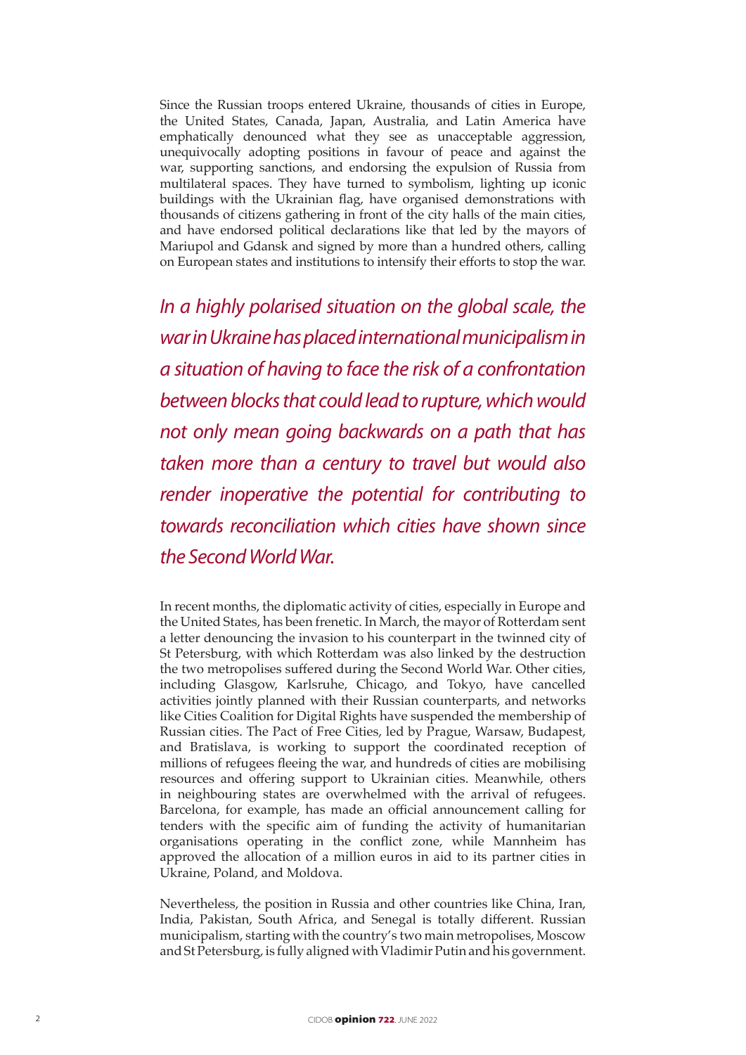Since the Russian troops entered Ukraine, thousands of cities in Europe, the United States, Canada, Japan, Australia, and Latin America have emphatically denounced what they see as unacceptable aggression, unequivocally adopting positions in favour of peace and against the war, supporting sanctions, and endorsing the expulsion of Russia from multilateral spaces. They have turned to symbolism, lighting up iconic buildings with the Ukrainian flag, have organised demonstrations with thousands of citizens gathering in front of the city halls of the main cities, and have endorsed political declarations like that led by the mayors of Mariupol and Gdansk and signed by more than a hundred others, calling on European states and institutions to intensify their efforts to stop the war.

*In a highly polarised situation on the global scale, the war in Ukraine has placed international municipalism in a situation of having to face the risk of a confrontation between blocks that could lead to rupture, which would not only mean going backwards on a path that has taken more than a century to travel but would also render inoperative the potential for contributing to towards reconciliation which cities have shown since the Second World War.*

In recent months, the diplomatic activity of cities, especially in Europe and the United States, has been frenetic. In March, the mayor of Rotterdam sent a letter denouncing the invasion to his counterpart in the twinned city of St Petersburg, with which Rotterdam was also linked by the destruction the two metropolises suffered during the Second World War. Other cities, including Glasgow, Karlsruhe, Chicago, and Tokyo, have cancelled activities jointly planned with their Russian counterparts, and networks like Cities Coalition for Digital Rights have suspended the membership of Russian cities. The Pact of Free Cities, led by Prague, Warsaw, Budapest, and Bratislava, is working to support the coordinated reception of millions of refugees fleeing the war, and hundreds of cities are mobilising resources and offering support to Ukrainian cities. Meanwhile, others in neighbouring states are overwhelmed with the arrival of refugees. Barcelona, for example, has made an official announcement calling for tenders with the specific aim of funding the activity of humanitarian organisations operating in the conflict zone, while Mannheim has approved the allocation of a million euros in aid to its partner cities in Ukraine, Poland, and Moldova.

Nevertheless, the position in Russia and other countries like China, Iran, India, Pakistan, South Africa, and Senegal is totally different. Russian municipalism, starting with the country's two main metropolises, Moscow and St Petersburg, is fully aligned with Vladimir Putin and his government.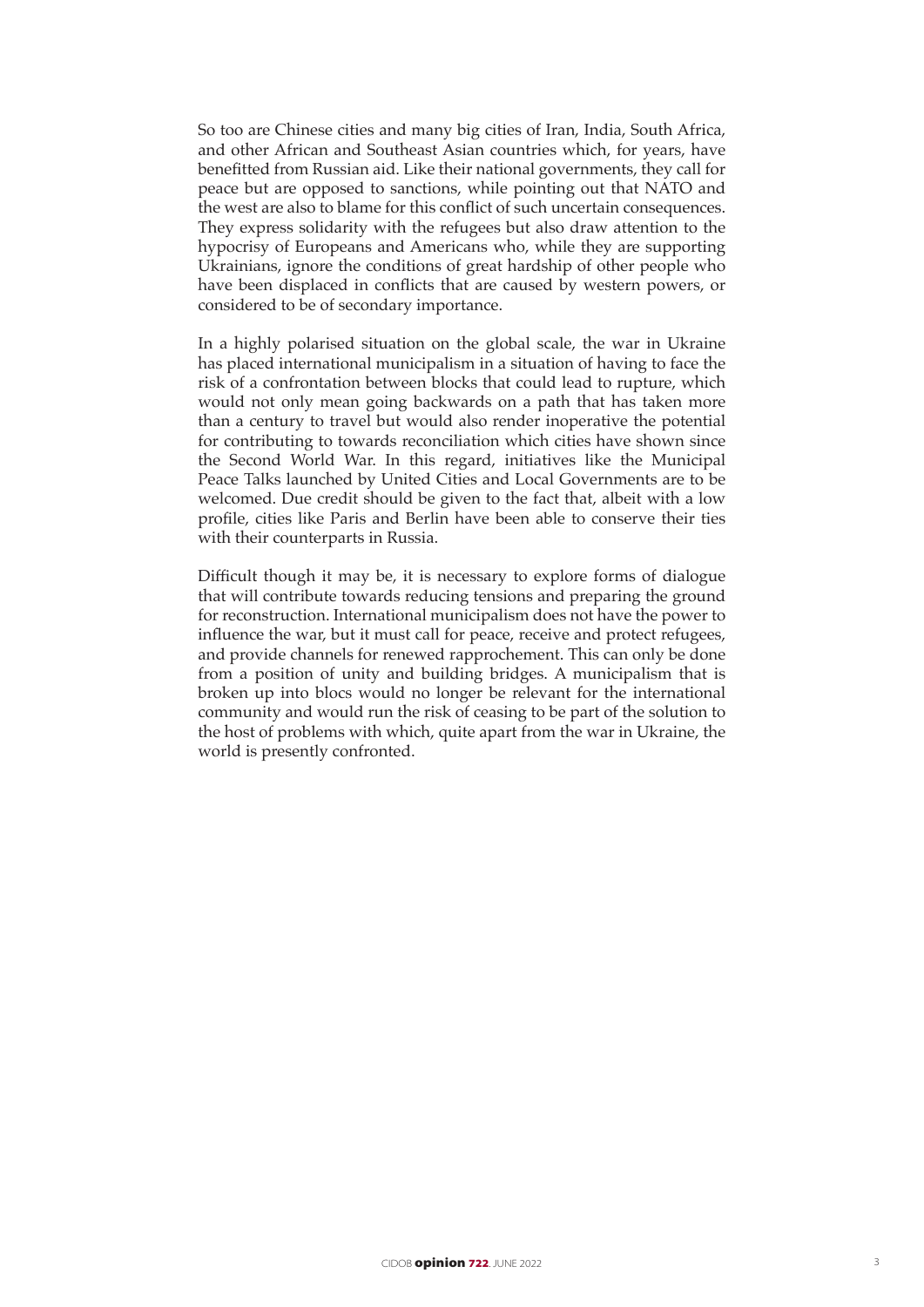So too are Chinese cities and many big cities of Iran, India, South Africa, and other African and Southeast Asian countries which, for years, have benefitted from Russian aid. Like their national governments, they call for peace but are opposed to sanctions, while pointing out that NATO and the west are also to blame for this conflict of such uncertain consequences. They express solidarity with the refugees but also draw attention to the hypocrisy of Europeans and Americans who, while they are supporting Ukrainians, ignore the conditions of great hardship of other people who have been displaced in conflicts that are caused by western powers, or considered to be of secondary importance.

In a highly polarised situation on the global scale, the war in Ukraine has placed international municipalism in a situation of having to face the risk of a confrontation between blocks that could lead to rupture, which would not only mean going backwards on a path that has taken more than a century to travel but would also render inoperative the potential for contributing to towards reconciliation which cities have shown since the Second World War. In this regard, initiatives like the Municipal Peace Talks launched by United Cities and Local Governments are to be welcomed. Due credit should be given to the fact that, albeit with a low profile, cities like Paris and Berlin have been able to conserve their ties with their counterparts in Russia.

Difficult though it may be, it is necessary to explore forms of dialogue that will contribute towards reducing tensions and preparing the ground for reconstruction. International municipalism does not have the power to influence the war, but it must call for peace, receive and protect refugees, and provide channels for renewed rapprochement. This can only be done from a position of unity and building bridges. A municipalism that is broken up into blocs would no longer be relevant for the international community and would run the risk of ceasing to be part of the solution to the host of problems with which, quite apart from the war in Ukraine, the world is presently confronted.